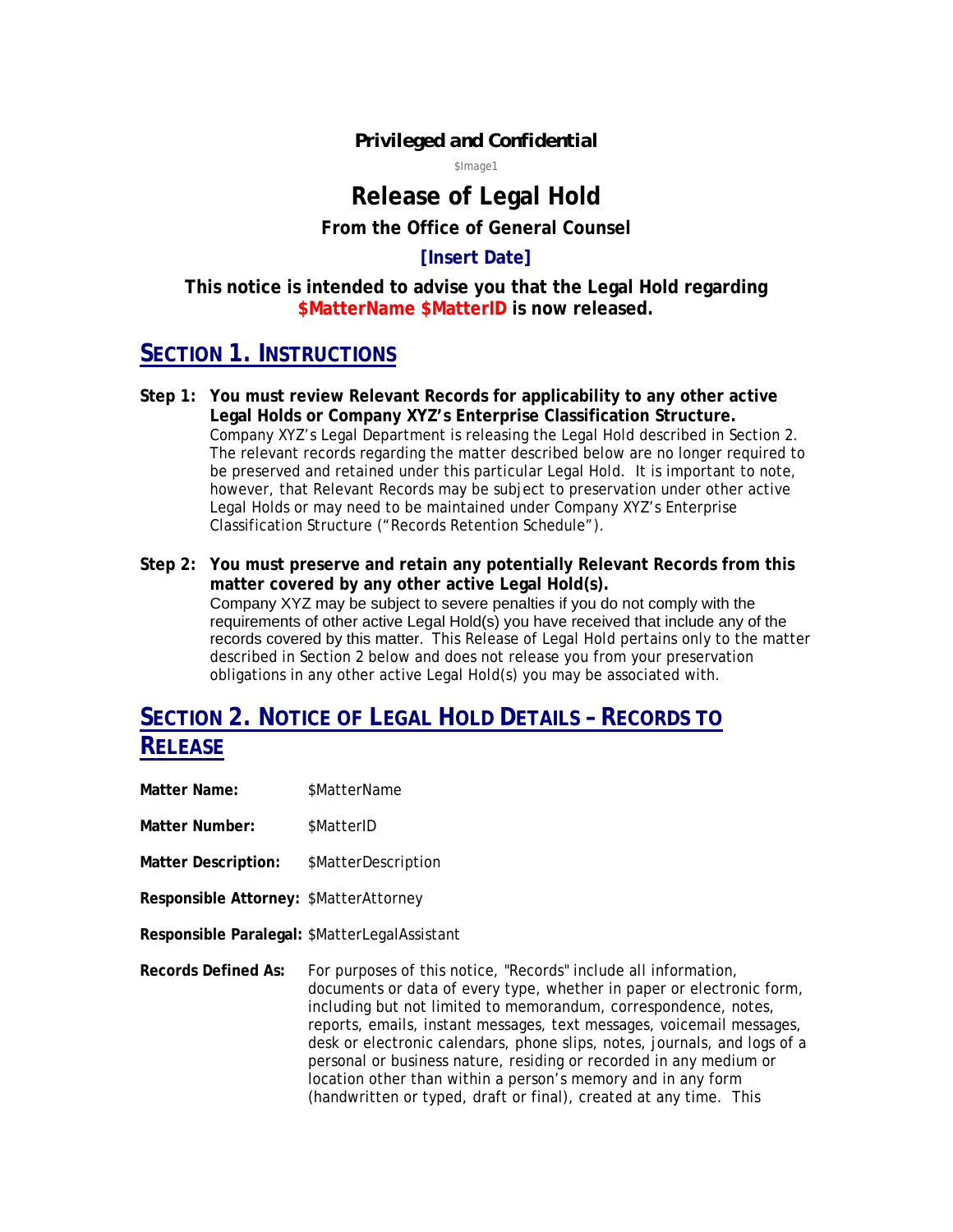**Privileged and Confidential**

$Image1

# Release of Legal Hold

**From the Office of General Counsel**

**[Insert Date]**

**This notice is intended to advise you that the Legal Hold regarding $MatterName $MatterID is now released.**

## SECTION 1. INSTRUCTIONS

**Step 1: You must review Relevant Records for applicability to any other active Legal Holds or Company XYZ's Enterprise Classification Structure.**

Company XYZ's Legal Department is releasing the Legal Hold described in Section 2. The relevant records regarding the matter described below are no longer required to be preserved and retained under this particular Legal Hold. It is important to note, however, that Relevant Records may be subject to preservation under other active Legal Holds or may need to be maintained under Company XYZ's Enterprise Classification Structure ("Records Retention Schedule").

**Step 2: You must preserve and retain any potentially Relevant Records from this matter covered by any other active Legal Hold(s).**

Company XYZ may be subject to severe penalties if you do not comply with the requirements of other active Legal Hold(s) you have received that include any of the records covered by this matter. This Release of Legal Hold pertains only to the matter described in Section 2 below and does not release you from your preservation obligations in any other active Legal Hold(s) you may be associated with.

## SECTION 2. NOTICE OF LEGAL HOLD DETAILS – RECORDS TO RELEASE

**Matter Name:** $MatterName

**Matter Number:** $MatterID

**Matter Description:** $MatterDescription

**Responsible Attorney:** $MatterAttorney

**Responsible Paralegal:** $MatterLegalAssistant

**Records Defined As:** For purposes of this notice, "Records" include all information, documents or data of every type, whether in paper or electronic form, including but not limited to memorandum, correspondence, notes, reports, emails, instant messages, text messages, voicemail messages, desk or electronic calendars, phone slips, notes, journals, and logs of a personal or business nature, residing or recorded in any medium or location other than within a person's memory and in any form (handwritten or typed, draft or final), created at any time. This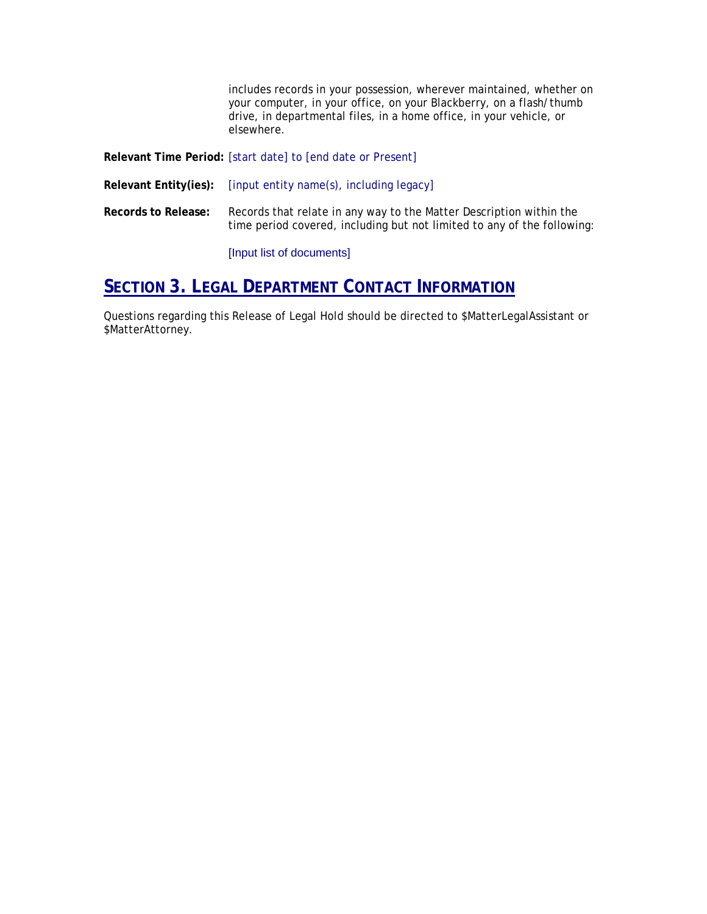includes records in your possession, wherever maintained, whether on your computer, in your office, on your Blackberry, on a flash/thumb drive, in departmental files, in a home office, in your vehicle, or elsewhere.

**Relevant Time Period:** [start date] to [end date or Present]

**Relevant Entity(ies):** [input entity name(s), including legacy]

**Records to Release:** Records that relate in any way to the Matter Description within the time period covered, including but not limited to any of the following:

[Input list of documents]

## SECTION 3. LEGAL DEPARTMENT CONTACT INFORMATION

Questions regarding this Release of Legal Hold should be directed to $MatterLegalAssistant or $MatterAttorney.